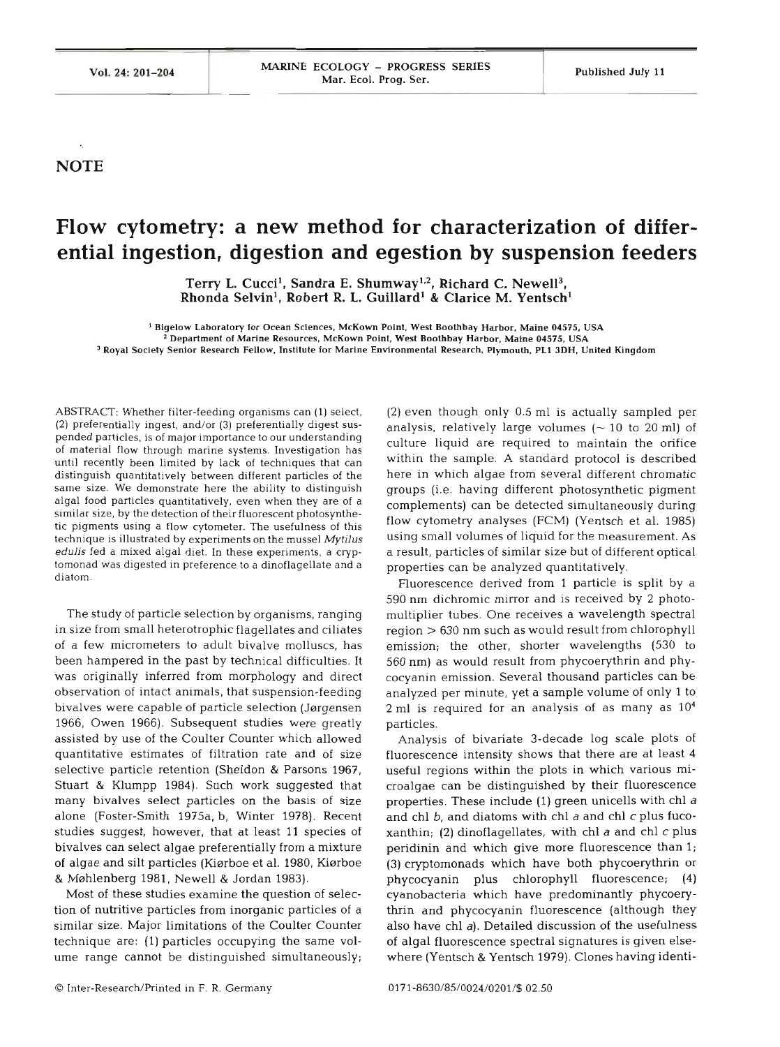NOTE

# Flow cytometry: a new method for characterization of differential ingestion, digestion and egestion by suspension feeders

Terry L. Cucci[1], Sandra E. Shumway[1,2], Richard C. Newell[3], Rhonda Selvin[1], Robert R. L. Guillard[1] & Clarice M. Yentsch[1]

[1] Bigelow Laboratory for Ocean Sciences, McKown Point, West Boothbay Harbor, Maine 04575, USA
[2] Department of Marine Resources, McKown Point, West Boothbay Harbor, Maine 04575, USA
[3] Royal Society Senior Research Fellow, Institute for Marine Environmental Research, Plymouth, PL1 3DH, United Kingdom

ABSTRACT: Whether filter-feeding organisms can (1) select, (2) preferentially ingest, and/or (3) preferentially digest suspended particles, is of major importance to our understanding of material flow through marine systems. Investigation has until recently been limited by lack of techniques that can distinguish quantitatively between different particles of the same size. We demonstrate here the ability to distinguish algal food particles quantitatively, even when they are of a similar size, by the detection of their fluorescent photosynthetic pigments using a flow cytometer. The usefulness of this technique is illustrated by experiments on the mussel *Mytilus edulis* fed a mixed algal diet. In these experiments, a cryptomonad was digested in preference to a dinoflagellate and a diatom.

The study of particle selection by organisms, ranging in size from small heterotrophic flagellates and ciliates of a few micrometers to adult bivalve molluscs, has been hampered in the past by technical difficulties. It was originally inferred from morphology and direct observation of intact animals, that suspension-feeding bivalves were capable of particle selection (Jørgensen 1966, Owen 1966). Subsequent studies were greatly assisted by use of the Coulter Counter which allowed quantitative estimates of filtration rate and of size selective particle retention (Sheldon & Parsons 1967, Stuart & Klumpp 1984). Such work suggested that many bivalves select particles on the basis of size alone (Foster-Smith 1975a, b, Winter 1978). Recent studies suggest, however, that at least 11 species of bivalves can select algae preferentially from a mixture of algae and silt particles (Kiørboe et al. 1980, Kiørboe & Møhlenberg 1981, Newell & Jordan 1983).

Most of these studies examine the question of selection of nutritive particles from inorganic particles of a similar size. Major limitations of the Coulter Counter technique are: (1) particles occupying the same volume range cannot be distinguished simultaneously; (2) even though only 0.5 ml is actually sampled per analysis, relatively large volumes (~ 10 to 20 ml) of culture liquid are required to maintain the orifice within the sample. A standard protocol is described here in which algae from several different chromatic groups (i.e. having different photosynthetic pigment complements) can be detected simultaneously during flow cytometry analyses (FCM) (Yentsch et al. 1985) using small volumes of liquid for the measurement. As a result, particles of similar size but of different optical properties can be analyzed quantitatively.

Fluorescence derived from 1 particle is split by a 590 nm dichromic mirror and is received by 2 photomultiplier tubes. One receives a wavelength spectral region > 630 nm such as would result from chlorophyll emission; the other, shorter wavelengths (530 to 560 nm) as would result from phycoerythrin and phycocyanin emission. Several thousand particles can be analyzed per minute, yet a sample volume of only 1 to 2 ml is required for an analysis of as many as $10^4$ particles.

Analysis of bivariate 3-decade log scale plots of fluorescence intensity shows that there are at least 4 useful regions within the plots in which various microalgae can be distinguished by their fluorescence properties. These include (1) green unicells with chl *a* and chl *b*, and diatoms with chl *a* and chl *c* plus fucoxanthin; (2) dinoflagellates, with chl *a* and chl *c* plus peridinin and which give more fluorescence than 1; (3) cryptomonads which have both phycoerythrin or phycocyanin plus chlorophyll fluorescence; (4) cyanobacteria which have predominantly phycoerythrin and phycocyanin fluorescence (although they also have chl *a*). Detailed discussion of the usefulness of algal fluorescence spectral signatures is given elsewhere (Yentsch & Yentsch 1979). Clones having identi-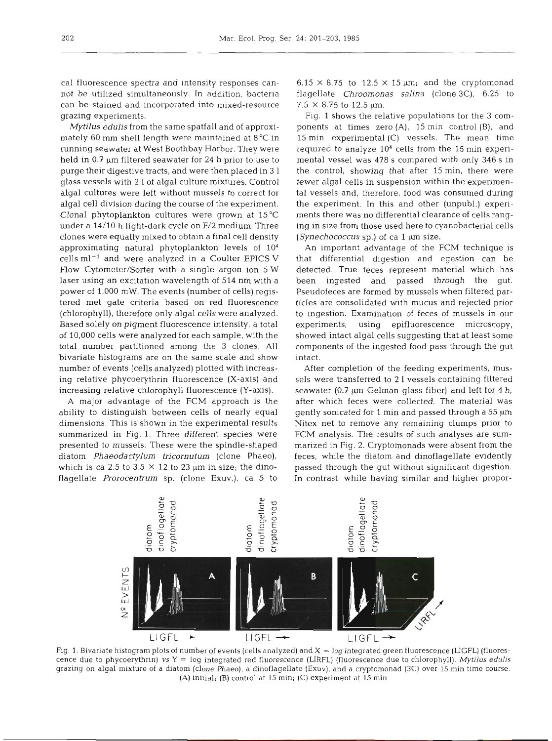cal fluorescence spectra and intensity responses cannot be utilized simultaneously. In addition, bacteria can be stained and incorporated into mixed-resource grazing experiments.

*Mytilus edulis* from the same spatfall and of approximately 60 mm shell length were maintained at 8 °C in running seawater at West Boothbay Harbor. They were held in 0.7 µm filtered seawater for 24 h prior to use to purge their digestive tracts, and were then placed in 3 l glass vessels with 2 l of algal culture mixtures. Control algal cultures were left without mussels to correct for algal cell division during the course of the experiment. Clonal phytoplankton cultures were grown at 15 °C under a 14/10 h light-dark cycle on F/2 medium. Three clones were equally mixed to obtain a final cell density approximating natural phytoplankton levels of $10^4$ cells $ml^{-1}$ and were analyzed in a Coulter EPICS V Flow Cytometer/Sorter with a single argon ion 5 W laser using an excitation wavelength of 514 nm with a power of 1,000 mW. The events (number of cells) registered met gate criteria based on red fluorescence (chlorophyll), therefore only algal cells were analyzed. Based solely on pigment fluorescence intensity, a total of 10,000 cells were analyzed for each sample, with the total number partitioned among the 3 clones. All bivariate histograms are on the same scale and show number of events (cells analyzed) plotted with increasing relative phycoerythrin fluorescence (X-axis) and increasing relative chlorophyll fluorescence (Y-axis).

A major advantage of the FCM approach is the ability to distinguish between cells of nearly equal dimensions. This is shown in the experimental results summarized in Fig. 1. Three different species were presented to mussels. These were the spindle-shaped diatom *Phaeodactylum tricornutum* (clone Phaeo), which is ca 2.5 to 3.5 × 12 to 23 µm in size; the dinoflagellate *Prorocentrum* sp. (clone Exuv.), ca 5 to 6.15 × 8.75 to 12.5 × 15 µm; and the cryptomonad flagellate *Chroomonas salina* (clone 3C), 6.25 to 7.5 × 8.75 to 12.5 µm.

Fig. 1 shows the relative populations for the 3 components at times zero (A), 15 min control (B), and 15 min experimental (C) vessels. The mean time required to analyze $10^4$ cells from the 15 min experimental vessel was 478 s compared with only 346 s in the control, showing that after 15 min, there were fewer algal cells in suspension within the experimental vessels and, therefore, food was consumed during the experiment. In this and other (unpubl.) experiments there was no differential clearance of cells ranging in size from those used here to cyanobacterial cells (*Synechococcus* sp.) of ca 1 µm size.

An important advantage of the FCM technique is that differential digestion and egestion can be detected. True feces represent material which has been ingested and passed through the gut. Pseudofeces are formed by mussels when filtered particles are consolidated with mucus and rejected prior to ingestion. Examination of feces of mussels in our experiments, using epifluorescence microscopy, showed intact algal cells suggesting that at least some components of the ingested food pass through the gut intact.

After completion of the feeding experiments, mussels were transferred to 2 l vessels containing filtered seawater (0.7 µm Gelman glass fiber) and left for 4 h, after which feces were collected. The material was gently sonicated for 1 min and passed through a 55 µm Nitex net to remove any remaining clumps prior to FCM analysis. The results of such analyses are summarized in Fig. 2. Cryptomonads were absent from the feces, while the diatom and dinoflagellate evidently passed through the gut without significant digestion. In contrast, while having similar and higher propor-

Fig. 1. Bivariate histogram plots of number of events (cells analyzed) and X = log integrated green fluorescence (LIGFL) (fluorescence due to phycoerythrin) vs Y = log integrated red fluorescence (LIRFL) (fluorescence due to chlorophyll). *Mytilus edulis* grazing on algal mixture of a diatom (clone Phaeo), a dinoflagellate (Exuv), and a cryptomonad (3C) over 15 min time course. (A) initial; (B) control at 15 min; (C) experiment at 15 min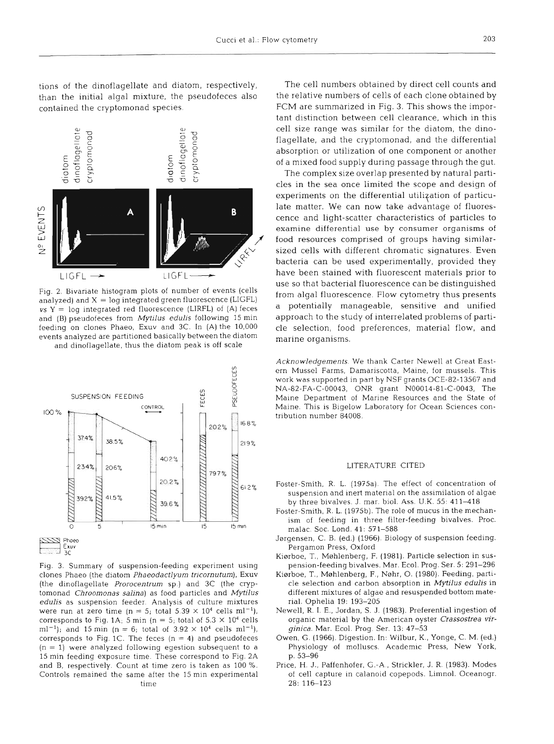tions of the dinoflagellate and diatom, respectively, than the initial algal mixture, the pseudofeces also contained the cryptomonad species.

Fig. 2. Bivariate histogram plots of number of events (cells analyzed) and X = log integrated green fluorescence (LIGFL) vs Y = log integrated red fluorescence (LIRFL) of (A) feces and (B) pseudofeces from *Mytilus edulis* following 15 min feeding on clones Phaeo, Exuv and 3C. In (A) the 10,000 events analyzed are partitioned basically between the diatom and dinoflagellate, thus the diatom peak is off scale

Fig. 3. Summary of suspension-feeding experiment using clones Phaeo (the diatom *Phaeodactlyum tricornutum*), Exuv (the dinoflagellate *Prorocentrum* sp.) and 3C (the cryptomonad *Chroomonas salina*) as food particles and *Mytilus edulis* as suspension feeder. Analysis of culture mixtures were run at zero time (n = 5; total $5.39 \times 10^4$ cells $ml^{-1}$), corresponds to Fig. 1A; 5 min (n = 5; total of $5.3 \times 10^4$ cells $ml^{-1}$); and 15 min (n = 6; total of $3.92 \times 10^4$ cells $ml^{-1}$), corresponds to Fig. 1C. The feces (n = 4) and pseudofeces (n = 1) were analyzed following egestion subsequent to a 15 min feeding exposure time. These correspond to Fig. 2A and B, respectively. Count at time zero is taken as 100 %. Controls remained the same after the 15 min experimental time

The cell numbers obtained by direct cell counts and the relative numbers of cells of each clone obtained by FCM are summarized in Fig. 3. This shows the important distinction between cell clearance, which in this cell size range was similar for the diatom, the dinoflagellate, and the cryptomonad, and the differential absorption or utilization of one component or another of a mixed food supply during passage through the gut.

The complex size overlap presented by natural particles in the sea once limited the scope and design of experiments on the differential utilization of particulate matter. We can now take advantage of fluorescence and light-scatter characteristics of particles to examine differential use by consumer organisms of food resources comprised of groups having similar-sized cells with different chromatic signatures. Even bacteria can be used experimentally, provided they have been stained with fluorescent materials prior to use so that bacterial fluorescence can be distinguished from algal fluorescence. Flow cytometry thus presents a potentially manageable, sensitive and unified approach to the study of interrelated problems of particle selection, food preferences, material flow, and marine organisms.

*Acknowledgements.* We thank Carter Newell at Great Eastern Mussel Farms, Damariscotta, Maine, for mussels. This work was supported in part by NSF grants OCE-82-13567 and NA-82-FA-C-00043, ONR grant N00014-81-C-0043, The Maine Department of Marine Resources and the State of Maine. This is Bigelow Laboratory for Ocean Sciences contribution number 84008.

## LITERATURE CITED

Foster-Smith, R. L. (1975a). The effect of concentration of suspension and inert material on the assimilation of algae by three bivalves. J. mar. biol. Ass. U.K. 55: 411–418

Foster-Smith, R. L. (1975b). The role of mucus in the mechanism of feeding in three filter-feeding bivalves. Proc. malac. Soc. Lond. 41: 571–588

Jørgensen, C. B. (ed.) (1966). Biology of suspension feeding. Pergamon Press, Oxford

Kiørboe, T., Møhlenberg, F. (1981). Particle selection in suspension-feeding bivalves. Mar. Ecol. Prog. Ser. 5: 291–296

Kiørboe, T., Møhlenberg, F., Nøhr, O. (1980). Feeding, particle selection and carbon absorption in *Mytilus edulis* in different mixtures of algae and resuspended bottom material. Ophelia 19: 193–205

Newell, R. I. E., Jordan, S. J. (1983). Preferential ingestion of organic material by the American oyster *Crassostrea virginica*. Mar. Ecol. Prog. Ser. 13: 47–53

Owen, G. (1966). Digestion. In: Wilbur, K., Yonge, C. M. (ed.) Physiology of molluscs. Academic Press, New York, p. 53–96

Price, H. J., Paffenhofer, G.-A., Strickler, J. R. (1983). Modes of cell capture in calanoid copepods. Limnol. Oceanogr. 28: 116–123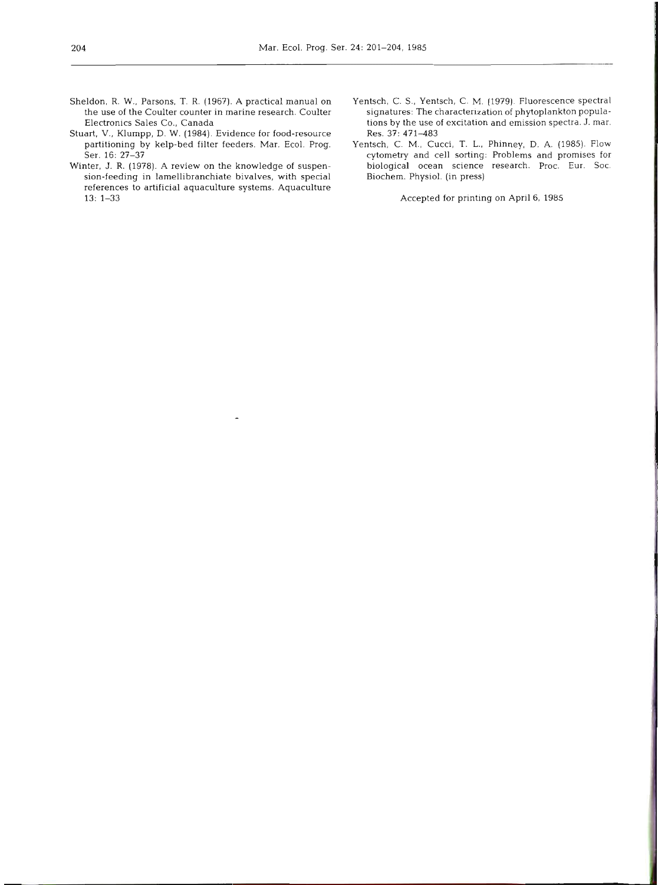Sheldon, R. W., Parsons, T. R. (1967). A practical manual on the use of the Coulter counter in marine research. Coulter Electronics Sales Co., Canada

Stuart, V., Klumpp, D. W. (1984). Evidence for food-resource partitioning by kelp-bed filter feeders. Mar. Ecol. Prog. Ser. 16: 27–37

Winter, J. R. (1978). A review on the knowledge of suspension-feeding in lamellibranchiate bivalves, with special references to artificial aquaculture systems. Aquaculture 13: 1–33

Yentsch, C. S., Yentsch, C. M. (1979). Fluorescence spectral signatures: The characterization of phytoplankton populations by the use of excitation and emission spectra. J. mar. Res. 37: 471–483

Yentsch, C. M., Cucci, T. L., Phinney, D. A. (1985). Flow cytometry and cell sorting: Problems and promises for biological ocean science research. Proc. Eur. Soc. Biochem. Physiol. (in press)

Accepted for printing on April 6, 1985